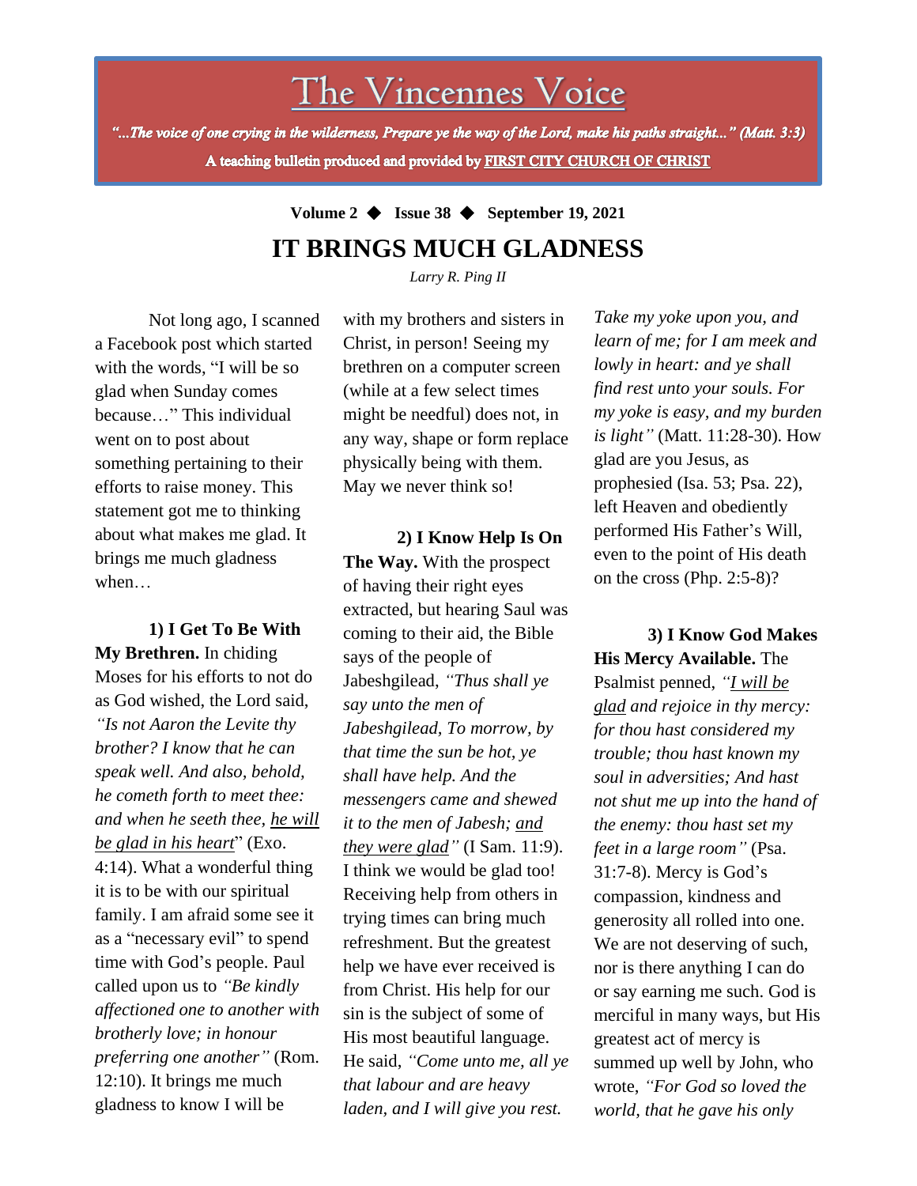# The Vincennes Voice

*"...The voice of one crying in the wilderness, Prepare ye the way of the Lord, make his paths straight..." (Matt. 3:3)*

**A teaching bulletin produced and provided by FIRST CITY CHURCH OF CHRIST**

**Volume 2 ◆ Issue 38 ◆ September 19, 2021**

## IT BRINGS MUCH GLADNESS

*Larry R. Ping II*

Not long ago, I scanned a Facebook post which started with the words, "I will be so glad when Sunday comes because…" This individual went on to post about something pertaining to their efforts to raise money. This statement got me to thinking about what makes me glad. It brings me much gladness when…

**1) I Get To Be With My Brethren.** In chiding Moses for his efforts to not do as God wished, the Lord said, *"Is not Aaron the Levite thy brother? I know that he can speak well. And also, behold, he cometh forth to meet thee: and when he seeth thee, he will be glad in his heart*" (Exo. 4:14). What a wonderful thing it is to be with our spiritual family. I am afraid some see it as a "necessary evil" to spend time with God's people. Paul called upon us to *"Be kindly affectioned one to another with brotherly love; in honour preferring one another"* (Rom. 12:10). It brings me much gladness to know I will be with my brothers and sisters in Christ, in person! Seeing my brethren on a computer screen (while at a few select times might be needful) does not, in any way, shape or form replace physically being with them. May we never think so!

**2) I Know Help Is On The Way.** With the prospect of having their right eyes extracted, but hearing Saul was coming to their aid, the Bible says of the people of Jabeshgilead, *"Thus shall ye say unto the men of Jabeshgilead, To morrow, by that time the sun be hot, ye shall have help. And the messengers came and shewed it to the men of Jabesh; and they were glad"* (I Sam. 11:9). I think we would be glad too! Receiving help from others in trying times can bring much refreshment. But the greatest help we have ever received is from Christ. His help for our sin is the subject of some of His most beautiful language. He said, *"Come unto me, all ye that labour and are heavy laden, and I will give you rest. Take my yoke upon you, and learn of me; for I am meek and lowly in heart: and ye shall find rest unto your souls. For my yoke is easy, and my burden is light"* (Matt. 11:28-30). How glad are you Jesus, as prophesied (Isa. 53; Psa. 22), left Heaven and obediently performed His Father's Will, even to the point of His death on the cross (Php. 2:5-8)?

**3) I Know God Makes His Mercy Available.** The Psalmist penned, *"I will be glad and rejoice in thy mercy: for thou hast considered my trouble; thou hast known my soul in adversities; And hast not shut me up into the hand of the enemy: thou hast set my feet in a large room"* (Psa. 31:7-8). Mercy is God's compassion, kindness and generosity all rolled into one. We are not deserving of such, nor is there anything I can do or say earning me such. God is merciful in many ways, but His greatest act of mercy is summed up well by John, who wrote, *"For God so loved the world, that he gave his only*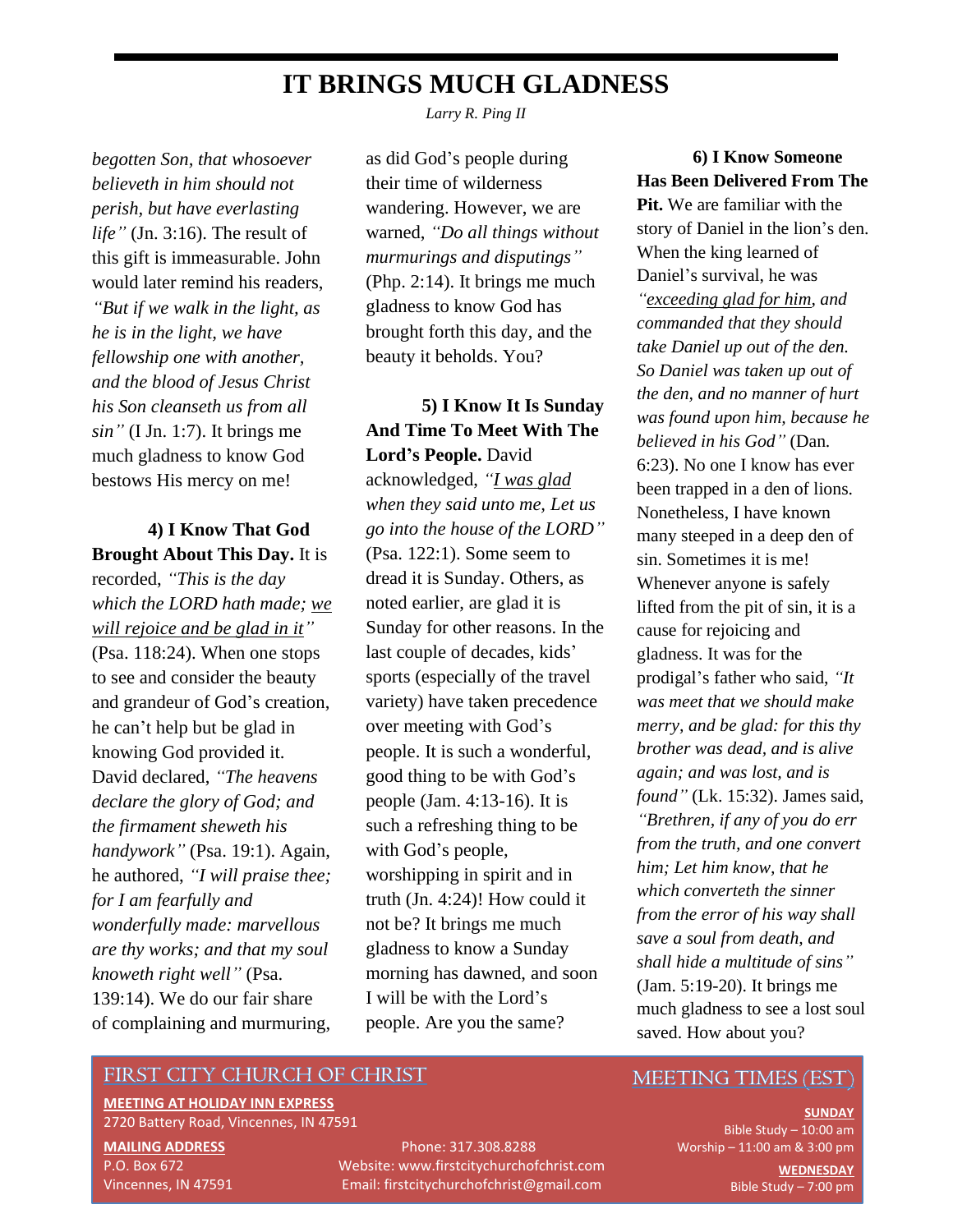# IT BRINGS MUCH GLADNESS

*Larry R. Ping II*

*begotten Son, that whosoever believeth in him should not perish, but have everlasting life"* (Jn. 3:16). The result of this gift is immeasurable. John would later remind his readers, *"But if we walk in the light, as he is in the light, we have fellowship one with another, and the blood of Jesus Christ his Son cleanseth us from all sin"* (I Jn. 1:7). It brings me much gladness to know God bestows His mercy on me!

**4) I Know That God Brought About This Day.** It is recorded, *"This is the day which the LORD hath made; <u>we will rejoice and be glad in it</u>"* (Psa. 118:24). When one stops to see and consider the beauty and grandeur of God's creation, he can't help but be glad in knowing God provided it. David declared, *"The heavens declare the glory of God; and the firmament sheweth his handywork"* (Psa. 19:1). Again, he authored, *"I will praise thee; for I am fearfully and wonderfully made: marvellous are thy works; and that my soul knoweth right well"* (Psa. 139:14). We do our fair share of complaining and murmuring, as did God's people during their time of wilderness wandering. However, we are warned, *"Do all things without murmurings and disputings"* (Php. 2:14). It brings me much gladness to know God has brought forth this day, and the beauty it beholds. You?

**5) I Know It Is Sunday And Time To Meet With The Lord's People.** David acknowledged, *"<u>I was glad</u> when they said unto me, Let us go into the house of the LORD"* (Psa. 122:1). Some seem to dread it is Sunday. Others, as noted earlier, are glad it is Sunday for other reasons. In the last couple of decades, kids' sports (especially of the travel variety) have taken precedence over meeting with God's people. It is such a wonderful, good thing to be with God's people (Jam. 4:13-16). It is such a refreshing thing to be with God's people, worshipping in spirit and in truth (Jn. 4:24)! How could it not be? It brings me much gladness to know a Sunday morning has dawned, and soon I will be with the Lord's people. Are you the same?

**6) I Know Someone Has Been Delivered From The Pit.** We are familiar with the story of Daniel in the lion's den. When the king learned of Daniel's survival, he was *"<u>exceeding glad for him</u>, and commanded that they should take Daniel up out of the den. So Daniel was taken up out of the den, and no manner of hurt was found upon him, because he believed in his God"* (Dan. 6:23). No one I know has ever been trapped in a den of lions. Nonetheless, I have known many steeped in a deep den of sin. Sometimes it is me! Whenever anyone is safely lifted from the pit of sin, it is a cause for rejoicing and gladness. It was for the prodigal's father who said, *"It was meet that we should make merry, and be glad: for this thy brother was dead, and is alive again; and was lost, and is found"* (Lk. 15:32). James said, *"Brethren, if any of you do err from the truth, and one convert him; Let him know, that he which converteth the sinner from the error of his way shall save a soul from death, and shall hide a multitude of sins"* (Jam. 5:19-20). It brings me much gladness to see a lost soul saved. How about you?

---

## FIRST CITY CHURCH OF CHRIST

**MEETING AT HOLIDAY INN EXPRESS**
2720 Battery Road, Vincennes, IN 47591

**MAILING ADDRESS**
P.O. Box 672
Vincennes, IN 47591

Phone: 317.308.8288
Website: www.firstcitychurchofchrist.com
Email: firstcitychurchofchrist@gmail.com

## MEETING TIMES (EST)

**SUNDAY**
Bible Study – 10:00 am
Worship – 11:00 am & 3:00 pm

**WEDNESDAY**
Bible Study – 7:00 pm